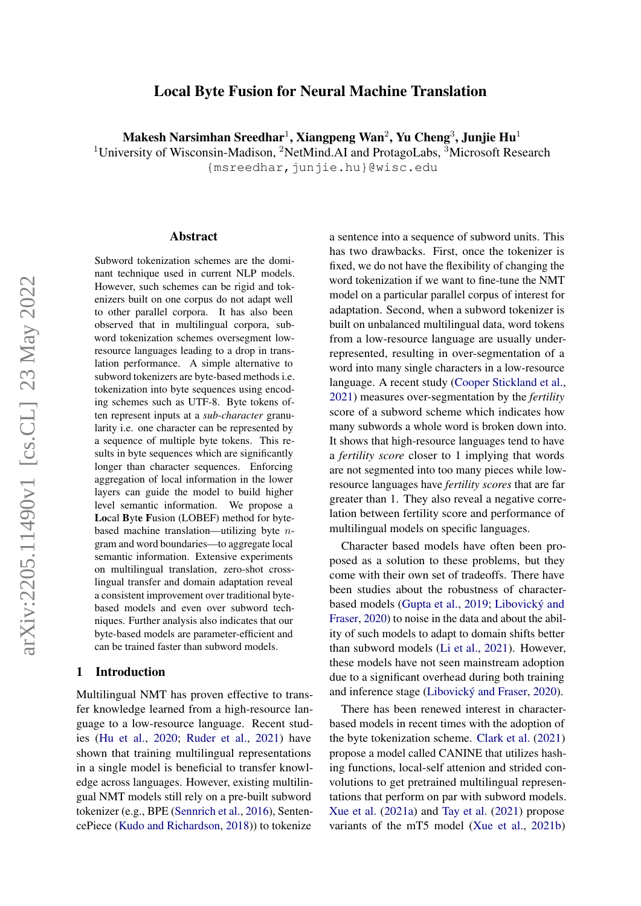# Local Byte Fusion for Neural Machine Translation

**Makesh Narsimhan Sreedhar**[1], **Xiangpeng Wan**[2], **Yu Cheng**[3], **Junjie Hu**[1]

[1]University of Wisconsin-Madison, [2]NetMind.AI and ProtagoLabs, [3]Microsoft Research

{msreedhar,junjie.hu}@wisc.edu

## Abstract

Subword tokenization schemes are the dominant technique used in current NLP models. However, such schemes can be rigid and tokenizers built on one corpus do not adapt well to other parallel corpora. It has also been observed that in multilingual corpora, subword tokenization schemes oversegment low-resource languages leading to a drop in translation performance. A simple alternative to subword tokenizers are byte-based methods i.e. tokenization into byte sequences using encoding schemes such as UTF-8. Byte tokens often represent inputs at a *sub-character* granularity i.e. one character can be represented by a sequence of multiple byte tokens. This results in byte sequences which are significantly longer than character sequences. Enforcing aggregation of local information in the lower layers can guide the model to build higher level semantic information. We propose a **Lo**cal **B**yte **F**usion (LOBEF) method for byte-based machine translation—utilizing byte $n$-gram and word boundaries—to aggregate local semantic information. Extensive experiments on multilingual translation, zero-shot cross-lingual transfer and domain adaptation reveal a consistent improvement over traditional byte-based models and even over subword techniques. Further analysis also indicates that our byte-based models are parameter-efficient and can be trained faster than subword models.

## 1 Introduction

Multilingual NMT has proven effective to transfer knowledge learned from a high-resource language to a low-resource language. Recent studies (Hu et al., 2020; Ruder et al., 2021) have shown that training multilingual representations in a single model is beneficial to transfer knowledge across languages. However, existing multilingual NMT models still rely on a pre-built subword tokenizer (e.g., BPE (Sennrich et al., 2016), SentencePiece (Kudo and Richardson, 2018)) to tokenize a sentence into a sequence of subword units. This has two drawbacks. First, once the tokenizer is fixed, we do not have the flexibility of changing the word tokenization if we want to fine-tune the NMT model on a particular parallel corpus of interest for adaptation. Second, when a subword tokenizer is built on unbalanced multilingual data, word tokens from a low-resource language are usually under-represented, resulting in over-segmentation of a word into many single characters in a low-resource language. A recent study (Cooper Stickland et al., 2021) measures over-segmentation by the *fertility* score of a subword scheme which indicates how many subwords a whole word is broken down into. It shows that high-resource languages tend to have a *fertility score* closer to 1 implying that words are not segmented into too many pieces while low-resource languages have *fertility scores* that are far greater than 1. They also reveal a negative correlation between fertility score and performance of multilingual models on specific languages.

Character based models have often been proposed as a solution to these problems, but they come with their own set of tradeoffs. There have been studies about the robustness of character-based models (Gupta et al., 2019; Libovický and Fraser, 2020) to noise in the data and about the ability of such models to adapt to domain shifts better than subword models (Li et al., 2021). However, these models have not seen mainstream adoption due to a significant overhead during both training and inference stage (Libovický and Fraser, 2020).

There has been renewed interest in character-based models in recent times with the adoption of the byte tokenization scheme. Clark et al. (2021) propose a model called CANINE that utilizes hashing functions, local-self attenion and strided convolutions to get pretrained multilingual representations that perform on par with subword models. Xue et al. (2021a) and Tay et al. (2021) propose variants of the mT5 model (Xue et al., 2021b)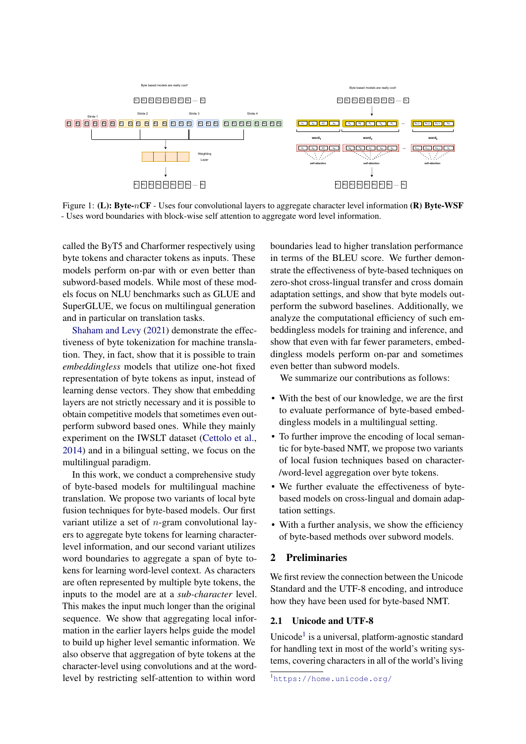Figure 1: **(L): Byte-$n$CF** - Uses four convolutional layers to aggregate character level information **(R) Byte-WSF** - Uses word boundaries with block-wise self attention to aggregate word level information.

called the ByT5 and Charformer respectively using byte tokens and character tokens as inputs. These models perform on-par with or even better than subword-based models. While most of these models focus on NLU benchmarks such as GLUE and SuperGLUE, we focus on multilingual generation and in particular on translation tasks.

Shaham and Levy (2021) demonstrate the effectiveness of byte tokenization for machine translation. They, in fact, show that it is possible to train *embeddingless* models that utilize one-hot fixed representation of byte tokens as input, instead of learning dense vectors. They show that embedding layers are not strictly necessary and it is possible to obtain competitive models that sometimes even outperform subword based ones. While they mainly experiment on the IWSLT dataset (Cettolo et al., 2014) and in a bilingual setting, we focus on the multilingual paradigm.

In this work, we conduct a comprehensive study of byte-based models for multilingual machine translation. We propose two variants of local byte fusion techniques for byte-based models. Our first variant utilize a set of $n$-gram convolutional layers to aggregate byte tokens for learning character-level information, and our second variant utilizes word boundaries to aggregate a span of byte tokens for learning word-level context. As characters are often represented by multiple byte tokens, the inputs to the model are at a *sub-character* level. This makes the input much longer than the original sequence. We show that aggregating local information in the earlier layers helps guide the model to build up higher level semantic information. We also observe that aggregation of byte tokens at the character-level using convolutions and at the word-level by restricting self-attention to within word boundaries lead to higher translation performance in terms of the BLEU score. We further demonstrate the effectiveness of byte-based techniques on zero-shot cross-lingual transfer and cross domain adaptation settings, and show that byte models outperform the subword baselines. Additionally, we analyze the computational efficiency of such embeddingless models for training and inference, and show that even with far fewer parameters, embeddingless models perform on-par and sometimes even better than subword models.

We summarize our contributions as follows:

- With the best of our knowledge, we are the first to evaluate performance of byte-based embeddingless models in a multilingual setting.
- To further improve the encoding of local semantic for byte-based NMT, we propose two variants of local fusion techniques based on character-/word-level aggregation over byte tokens.
- We further evaluate the effectiveness of byte-based models on cross-lingual and domain adaptation settings.
- With a further analysis, we show the efficiency of byte-based methods over subword models.

## 2 Preliminaries

We first review the connection between the Unicode Standard and the UTF-8 encoding, and introduce how they have been used for byte-based NMT.

### 2.1 Unicode and UTF-8

Unicode[1] is a universal, platform-agnostic standard for handling text in most of the world's writing systems, covering characters in all of the world's living

[1] https://home.unicode.org/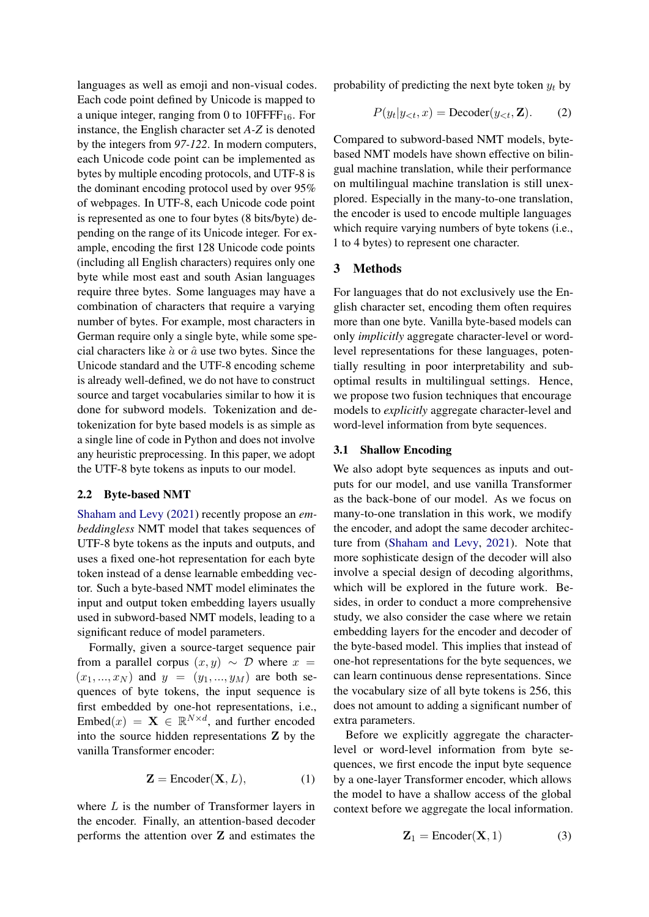languages as well as emoji and non-visual codes. Each code point defined by Unicode is mapped to a unique integer, ranging from 0 to 10FFFF$_{16}$. For instance, the English character set *A-Z* is denoted by the integers from *97-122*. In modern computers, each Unicode code point can be implemented as bytes by multiple encoding protocols, and UTF-8 is the dominant encoding protocol used by over 95% of webpages. In UTF-8, each Unicode code point is represented as one to four bytes (8 bits/byte) depending on the range of its Unicode integer. For example, encoding the first 128 Unicode code points (including all English characters) requires only one byte while most east and south Asian languages require three bytes. Some languages may have a combination of characters that require a varying number of bytes. For example, most characters in German require only a single byte, while some special characters like $\grave{a}$ or $\hat{a}$ use two bytes. Since the Unicode standard and the UTF-8 encoding scheme is already well-defined, we do not have to construct source and target vocabularies similar to how it is done for subword models. Tokenization and detokenization for byte based models is as simple as a single line of code in Python and does not involve any heuristic preprocessing. In this paper, we adopt the UTF-8 byte tokens as inputs to our model.

### 2.2 Byte-based NMT

Shaham and Levy (2021) recently propose an *embeddingless* NMT model that takes sequences of UTF-8 byte tokens as the inputs and outputs, and uses a fixed one-hot representation for each byte token instead of a dense learnable embedding vector. Such a byte-based NMT model eliminates the input and output token embedding layers usually used in subword-based NMT models, leading to a significant reduce of model parameters.

Formally, given a source-target sequence pair from a parallel corpus $(x, y) \sim \mathcal{D}$ where $x = (x_1, ..., x_N)$ and $y = (y_1, ..., y_M)$ are both sequences of byte tokens, the input sequence is first embedded by one-hot representations, i.e., $\text{Embed}(x) = \mathbf{X} \in \mathbb{R}^{N \times d}$, and further encoded into the source hidden representations $\mathbf{Z}$ by the vanilla Transformer encoder:

$$\mathbf{Z} = \text{Encoder}(\mathbf{X}, L), \tag{1}$$

where $L$ is the number of Transformer layers in the encoder. Finally, an attention-based decoder performs the attention over $\mathbf{Z}$ and estimates the probability of predicting the next byte token $y_t$ by

$$P(y_t | y_{<t}, x) = \text{Decoder}(y_{<t}, \mathbf{Z}). \tag{2}$$

Compared to subword-based NMT models, byte-based NMT models have shown effective on bilingual machine translation, while their performance on multilingual machine translation is still unexplored. Especially in the many-to-one translation, the encoder is used to encode multiple languages which require varying numbers of byte tokens (i.e., 1 to 4 bytes) to represent one character.

## 3 Methods

For languages that do not exclusively use the English character set, encoding them often requires more than one byte. Vanilla byte-based models can only *implicitly* aggregate character-level or word-level representations for these languages, potentially resulting in poor interpretability and sub-optimal results in multilingual settings. Hence, we propose two fusion techniques that encourage models to *explicitly* aggregate character-level and word-level information from byte sequences.

### 3.1 Shallow Encoding

We also adopt byte sequences as inputs and outputs for our model, and use vanilla Transformer as the back-bone of our model. As we focus on many-to-one translation in this work, we modify the encoder, and adopt the same decoder architecture from (Shaham and Levy, 2021). Note that more sophisticate design of the decoder will also involve a special design of decoding algorithms, which will be explored in the future work. Besides, in order to conduct a more comprehensive study, we also consider the case where we retain embedding layers for the encoder and decoder of the byte-based model. This implies that instead of one-hot representations for the byte sequences, we can learn continuous dense representations. Since the vocabulary size of all byte tokens is 256, this does not amount to adding a significant number of extra parameters.

Before we explicitly aggregate the character-level or word-level information from byte sequences, we first encode the input byte sequence by a one-layer Transformer encoder, which allows the model to have a shallow access of the global context before we aggregate the local information.

$$\mathbf{Z}_1 = \text{Encoder}(\mathbf{X}, 1) \tag{3}$$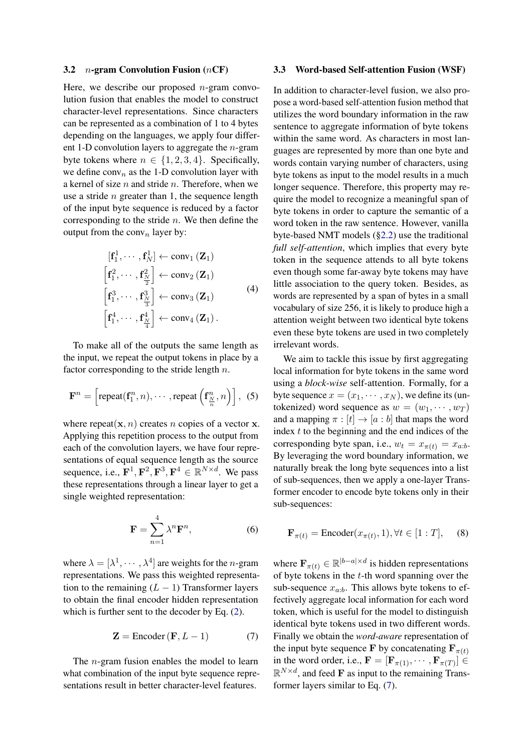### 3.2 $n$-gram Convolution Fusion ($n$CF)

Here, we describe our proposed $n$-gram convolution fusion that enables the model to construct character-level representations. Since characters can be represented as a combination of 1 to 4 bytes depending on the languages, we apply four different 1-D convolution layers to aggregate the $n$-gram byte tokens where $n \in \{1, 2, 3, 4\}$. Specifically, we define $\text{conv}_n$ as the 1-D convolution layer with a kernel of size $n$ and stride $n$. Therefore, when we use a stride $n$ greater than 1, the sequence length of the input byte sequence is reduced by a factor corresponding to the stride $n$. We then define the output from the $\text{conv}_n$ layer by:

$$
\begin{aligned}
[\mathbf{f}_1^1, \cdots, \mathbf{f}_N^1] &\leftarrow \text{conv}_1\left(\mathbf{Z}_1\right) \\
\left[\mathbf{f}_1^2, \cdots, \mathbf{f}_{\frac{N}{2}}^2\right] &\leftarrow \text{conv}_2\left(\mathbf{Z}_1\right) \\
\left[\mathbf{f}_1^3, \cdots, \mathbf{f}_{\frac{N}{3}}^3\right] &\leftarrow \text{conv}_3\left(\mathbf{Z}_1\right) \\
\left[\mathbf{f}_1^4, \cdots, \mathbf{f}_{\frac{N}{4}}^4\right] &\leftarrow \text{conv}_4\left(\mathbf{Z}_1\right).
\end{aligned} \tag{4}
$$

To make all of the outputs the same length as the input, we repeat the output tokens in place by a factor corresponding to the stride length $n$.

$$
\mathbf{F}^n = \left[\text{repeat}(\mathbf{f}_1^n, n), \cdots, \text{repeat}\left(\mathbf{f}_{\frac{N}{n}}^n, n\right)\right], \tag{5}
$$

where $\text{repeat}(\mathbf{x}, n)$ creates $n$ copies of a vector $\mathbf{x}$. Applying this repetition process to the output from each of the convolution layers, we have four representations of equal sequence length as the source sequence, i.e., $\mathbf{F}^1, \mathbf{F}^2, \mathbf{F}^3, \mathbf{F}^4 \in \mathbb{R}^{N \times d}$. We pass these representations through a linear layer to get a single weighted representation:

$$
\mathbf{F} = \sum_{n=1}^{4} \lambda^n \mathbf{F}^n, \tag{6}
$$

where $\lambda = [\lambda^1, \cdots, \lambda^4]$ are weights for the $n$-gram representations. We pass this weighted representation to the remaining $(L-1)$ Transformer layers to obtain the final encoder hidden representation which is further sent to the decoder by Eq. (2).

$$
\mathbf{Z} = \text{Encoder}\left(\mathbf{F}, L-1\right) \tag{7}
$$

The $n$-gram fusion enables the model to learn what combination of the input byte sequence representations result in better character-level features.

### 3.3 Word-based Self-attention Fusion (WSF)

In addition to character-level fusion, we also propose a word-based self-attention fusion method that utilizes the word boundary information in the raw sentence to aggregate information of byte tokens within the same word. As characters in most languages are represented by more than one byte and words contain varying number of characters, using byte tokens as input to the model results in a much longer sequence. Therefore, this property may require the model to recognize a meaningful span of byte tokens in order to capture the semantic of a word token in the raw sentence. However, vanilla byte-based NMT models (§2.2) use the traditional *full self-attention*, which implies that every byte token in the sequence attends to all byte tokens even though some far-away byte tokens may have little association to the query token. Besides, as words are represented by a span of bytes in a small vocabulary of size 256, it is likely to produce high a attention weight between two identical byte tokens even these byte tokens are used in two completely irrelevant words.

We aim to tackle this issue by first aggregating local information for byte tokens in the same word using a *block-wise* self-attention. Formally, for a byte sequence $x = (x_1, \cdots, x_N)$, we define its (untokenized) word sequence as $w = (w_1, \cdots, w_T)$ and a mapping $\pi : [t] \rightarrow [a : b]$ that maps the word index $t$ to the beginning and the end indices of the corresponding byte span, i.e., $w_t = x_{\pi(t)} = x_{a:b}$. By leveraging the word boundary information, we naturally break the long byte sequences into a list of sub-sequences, then we apply a one-layer Transformer encoder to encode byte tokens only in their sub-sequences:

$$
\mathbf{F}_{\pi(t)} = \text{Encoder}(x_{\pi(t)}, 1), \forall t \in [1:T], \tag{8}
$$

where $\mathbf{F}_{\pi(t)} \in \mathbb{R}^{|b-a| \times d}$ is hidden representations of byte tokens in the $t$-th word spanning over the sub-sequence $x_{a:b}$. This allows byte tokens to effectively aggregate local information for each word token, which is useful for the model to distinguish identical byte tokens used in two different words. Finally we obtain the *word-aware* representation of the input byte sequence $\mathbf{F}$ by concatenating $\mathbf{F}_{\pi(t)}$ in the word order, i.e., $\mathbf{F} = [\mathbf{F}_{\pi(1)}, \cdots, \mathbf{F}_{\pi(T)}] \in \mathbb{R}^{N \times d}$, and feed $\mathbf{F}$ as input to the remaining Transformer layers similar to Eq. (7).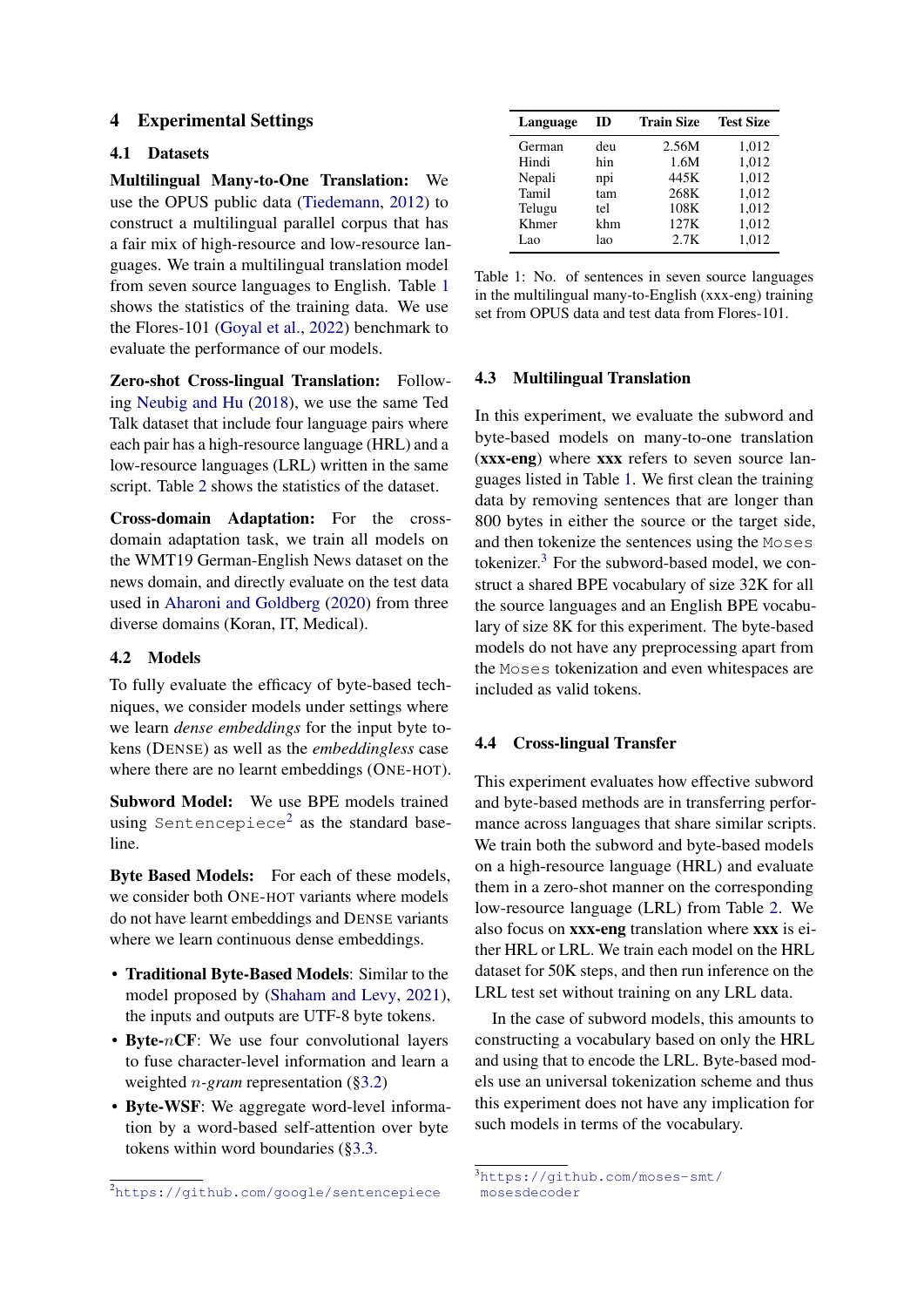## 4 Experimental Settings

### 4.1 Datasets

**Multilingual Many-to-One Translation:** We use the OPUS public data (Tiedemann, 2012) to construct a multilingual parallel corpus that has a fair mix of high-resource and low-resource languages. We train a multilingual translation model from seven source languages to English. Table 1 shows the statistics of the training data. We use the Flores-101 (Goyal et al., 2022) benchmark to evaluate the performance of our models.

**Zero-shot Cross-lingual Translation:** Following Neubig and Hu (2018), we use the same Ted Talk dataset that include four language pairs where each pair has a high-resource language (HRL) and a low-resource languages (LRL) written in the same script. Table 2 shows the statistics of the dataset.

**Cross-domain Adaptation:** For the cross-domain adaptation task, we train all models on the WMT19 German-English News dataset on the news domain, and directly evaluate on the test data used in Aharoni and Goldberg (2020) from three diverse domains (Koran, IT, Medical).

### 4.2 Models

To fully evaluate the efficacy of byte-based techniques, we consider models under settings where we learn *dense embeddings* for the input byte tokens (DENSE) as well as the *embeddingless* case where there are no learnt embeddings (ONE-HOT).

**Subword Model:** We use BPE models trained using `Sentencepiece`[2] as the standard baseline.

**Byte Based Models:** For each of these models, we consider both ONE-HOT variants where models do not have learnt embeddings and DENSE variants where we learn continuous dense embeddings.

- **Traditional Byte-Based Models**: Similar to the model proposed by (Shaham and Levy, 2021), the inputs and outputs are UTF-8 byte tokens.
- **Byte-$n$CF**: We use four convolutional layers to fuse character-level information and learn a weighted $n$-*gram* representation (§3.2)
- **Byte-WSF**: We aggregate word-level information by a word-based self-attention over byte tokens within word boundaries (§3.3.

[2]https://github.com/google/sentencepiece

| Language | ID | Train Size | Test Size |
|---|---|---|---|
| German | deu | 2.56M | 1,012 |
| Hindi | hin | 1.6M | 1,012 |
| Nepali | npi | 445K | 1,012 |
| Tamil | tam | 268K | 1,012 |
| Telugu | tel | 108K | 1,012 |
| Khmer | khm | 127K | 1,012 |
| Lao | lao | 2.7K | 1,012 |

Table 1: No. of sentences in seven source languages in the multilingual many-to-English (xxx-eng) training set from OPUS data and test data from Flores-101.

### 4.3 Multilingual Translation

In this experiment, we evaluate the subword and byte-based models on many-to-one translation (**xxx-eng**) where **xxx** refers to seven source languages listed in Table 1. We first clean the training data by removing sentences that are longer than 800 bytes in either the source or the target side, and then tokenize the sentences using the `Moses` tokenizer.[3] For the subword-based model, we construct a shared BPE vocabulary of size 32K for all the source languages and an English BPE vocabulary of size 8K for this experiment. The byte-based models do not have any preprocessing apart from the `Moses` tokenization and even whitespaces are included as valid tokens.

### 4.4 Cross-lingual Transfer

This experiment evaluates how effective subword and byte-based methods are in transferring performance across languages that share similar scripts. We train both the subword and byte-based models on a high-resource language (HRL) and evaluate them in a zero-shot manner on the corresponding low-resource language (LRL) from Table 2. We also focus on **xxx-eng** translation where **xxx** is either HRL or LRL. We train each model on the HRL dataset for 50K steps, and then run inference on the LRL test set without training on any LRL data.

In the case of subword models, this amounts to constructing a vocabulary based on only the HRL and using that to encode the LRL. Byte-based models use an universal tokenization scheme and thus this experiment does not have any implication for such models in terms of the vocabulary.

[3]https://github.com/moses-smt/mosesdecoder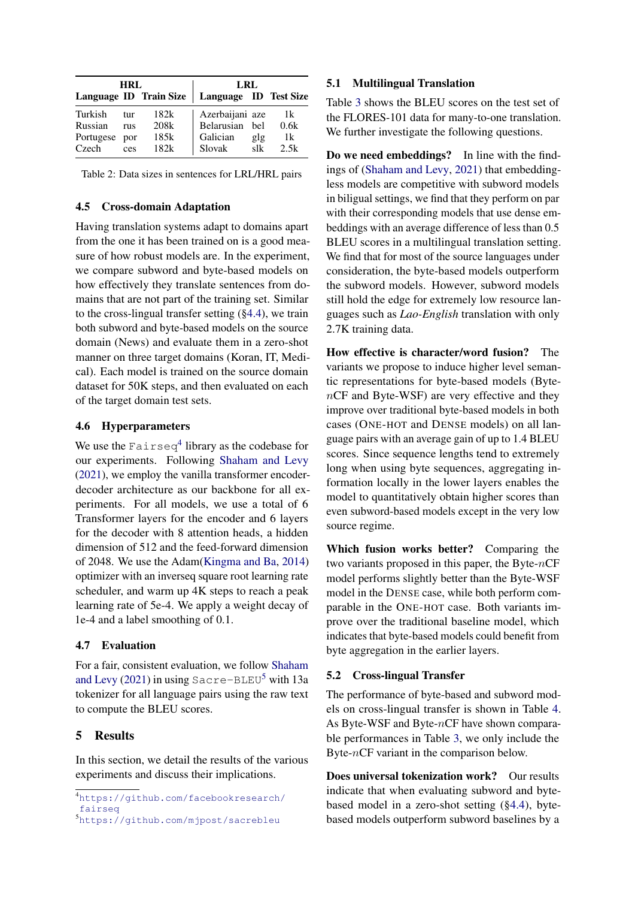| HRL | | | LRL | | |
|---|---|---|---|---|---|
| **Language** | **ID** | **Train Size** | **Language** | **ID** | **Test Size** |
| Turkish | tur | 182k | Azerbaijani | aze | 1k |
| Russian | rus | 208k | Belarusian | bel | 0.6k |
| Portugese | por | 185k | Galician | glg | 1k |
| Czech | ces | 182k | Slovak | slk | 2.5k |

Table 2: Data sizes in sentences for LRL/HRL pairs

### 4.5 Cross-domain Adaptation

Having translation systems adapt to domains apart from the one it has been trained on is a good measure of how robust models are. In the experiment, we compare subword and byte-based models on how effectively they translate sentences from domains that are not part of the training set. Similar to the cross-lingual transfer setting (§4.4), we train both subword and byte-based models on the source domain (News) and evaluate them in a zero-shot manner on three target domains (Koran, IT, Medical). Each model is trained on the source domain dataset for 50K steps, and then evaluated on each of the target domain test sets.

### 4.6 Hyperparameters

We use the `Fairseq`[4] library as the codebase for our experiments. Following Shaham and Levy (2021), we employ the vanilla transformer encoder-decoder architecture as our backbone for all experiments. For all models, we use a total of 6 Transformer layers for the encoder and 6 layers for the decoder with 8 attention heads, a hidden dimension of 512 and the feed-forward dimension of 2048. We use the Adam(Kingma and Ba, 2014) optimizer with an inverseq square root learning rate scheduler, and warm up 4K steps to reach a peak learning rate of 5e-4. We apply a weight decay of 1e-4 and a label smoothing of 0.1.

### 4.7 Evaluation

For a fair, consistent evaluation, we follow Shaham and Levy (2021) in using `Sacre-BLEU`[5] with 13a tokenizer for all language pairs using the raw text to compute the BLEU scores.

## 5 Results

In this section, we detail the results of the various experiments and discuss their implications.

### 5.1 Multilingual Translation

Table 3 shows the BLEU scores on the test set of the FLORES-101 data for many-to-one translation. We further investigate the following questions.

**Do we need embeddings?** In line with the findings of (Shaham and Levy, 2021) that embedding-less models are competitive with subword models in biligual settings, we find that they perform on par with their corresponding models that use dense embeddings with an average difference of less than 0.5 BLEU scores in a multilingual translation setting. We find that for most of the source languages under consideration, the byte-based models outperform the subword models. However, subword models still hold the edge for extremely low resource languages such as *Lao-English* translation with only 2.7K training data.

**How effective is character/word fusion?** The variants we propose to induce higher level semantic representations for byte-based models (Byte-$n$CF and Byte-WSF) are very effective and they improve over traditional byte-based models in both cases (ONE-HOT and DENSE models) on all language pairs with an average gain of up to 1.4 BLEU scores. Since sequence lengths tend to extremely long when using byte sequences, aggregating information locally in the lower layers enables the model to quantitatively obtain higher scores than even subword-based models except in the very low source regime.

**Which fusion works better?** Comparing the two variants proposed in this paper, the Byte-$n$CF model performs slightly better than the Byte-WSF model in the DENSE case, while both perform comparable in the ONE-HOT case. Both variants improve over the traditional baseline model, which indicates that byte-based models could benefit from byte aggregation in the earlier layers.

### 5.2 Cross-lingual Transfer

The performance of byte-based and subword models on cross-lingual transfer is shown in Table 4. As Byte-WSF and Byte-$n$CF have shown comparable performances in Table 3, we only include the Byte-$n$CF variant in the comparison below.

**Does universal tokenization work?** Our results indicate that when evaluating subword and byte-based model in a zero-shot setting (§4.4), byte-based models outperform subword baselines by a

[4] https://github.com/facebookresearch/fairseq

[5] https://github.com/mjpost/sacrebleu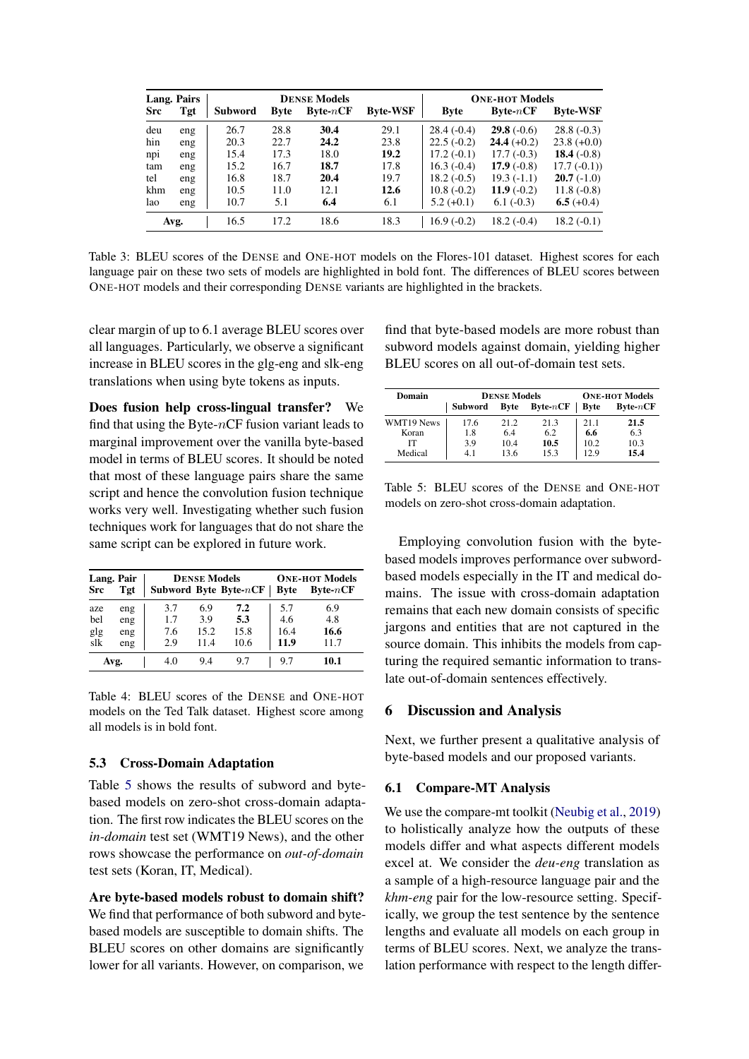| Lang. Pairs | | DENSE Models | | | | ONE-HOT Models | | |
|---|---|---|---|---|---|---|---|---|
| **Src** | **Tgt** | **Subword** | **Byte** | **Byte-$n$CF** | **Byte-WSF** | **Byte** | **Byte-$n$CF** | **Byte-WSF** |
| deu | eng | 26.7 | 28.8 | **30.4** | 29.1 | 28.4 (-0.4) | **29.8** (-0.6) | 28.8 (-0.3) |
| hin | eng | 20.3 | 22.7 | **24.2** | 23.8 | 22.5 (-0.2) | **24.4** (+0.2) | 23.8 (+0.0) |
| npi | eng | 15.4 | 17.3 | 18.0 | **19.2** | 17.2 (-0.1) | 17.7 (-0.3) | **18.4** (-0.8) |
| tam | eng | 15.2 | 16.7 | **18.7** | 17.8 | 16.3 (-0.4) | **17.9** (-0.8) | 17.7 (-0.1)) |
| tel | eng | 16.8 | 18.7 | **20.4** | 19.7 | 18.2 (-0.5) | 19.3 (-1.1) | **20.7** (-1.0) |
| khm | eng | 10.5 | 11.0 | 12.1 | **12.6** | 10.8 (-0.2) | **11.9** (-0.2) | 11.8 (-0.8) |
| lao | eng | 10.7 | 5.1 | **6.4** | 6.1 | 5.2 (+0.1) | 6.1 (-0.3) | **6.5** (+0.4) |
| **Avg.** | | 16.5 | 17.2 | 18.6 | 18.3 | 16.9 (-0.2) | 18.2 (-0.4) | 18.2 (-0.1) |

Table 3: BLEU scores of the DENSE and ONE-HOT models on the Flores-101 dataset. Highest scores for each language pair on these two sets of models are highlighted in bold font. The differences of BLEU scores between ONE-HOT models and their corresponding DENSE variants are highlighted in the brackets.

clear margin of up to 6.1 average BLEU scores over all languages. Particularly, we observe a significant increase in BLEU scores in the glg-eng and slk-eng translations when using byte tokens as inputs.

**Does fusion help cross-lingual transfer?** We find that using the Byte-$n$CF fusion variant leads to marginal improvement over the vanilla byte-based model in terms of BLEU scores. It should be noted that most of these language pairs share the same script and hence the convolution fusion technique works very well. Investigating whether such fusion techniques work for languages that do not share the same script can be explored in future work.

| Lang. Pair | | DENSE Models | | | ONE-HOT Models | |
|---|---|---|---|---|---|---|
| **Src** | **Tgt** | **Subword** | **Byte** | **Byte-$n$CF** | **Byte** | **Byte-$n$CF** |
| aze | eng | 3.7 | 6.9 | **7.2** | 5.7 | 6.9 |
| bel | eng | 1.7 | 3.9 | **5.3** | 4.6 | 4.8 |
| glg | eng | 7.6 | 15.2 | 15.8 | 16.4 | **16.6** |
| slk | eng | 2.9 | 11.4 | 10.6 | **11.9** | 11.7 |
| **Avg.** | | 4.0 | 9.4 | 9.7 | 9.7 | **10.1** |

Table 4: BLEU scores of the DENSE and ONE-HOT models on the Ted Talk dataset. Highest score among all models is in bold font.

### 5.3 Cross-Domain Adaptation

Table 5 shows the results of subword and byte-based models on zero-shot cross-domain adaptation. The first row indicates the BLEU scores on the *in-domain* test set (WMT19 News), and the other rows showcase the performance on *out-of-domain* test sets (Koran, IT, Medical).

**Are byte-based models robust to domain shift?** We find that performance of both subword and byte-based models are susceptible to domain shifts. The BLEU scores on other domains are significantly lower for all variants. However, on comparison, we find that byte-based models are more robust than subword models against domain, yielding higher BLEU scores on all out-of-domain test sets.

| Domain | DENSE Models | | | ONE-HOT Models | |
|---|---|---|---|---|---|
| | **Subword** | **Byte** | **Byte-$n$CF** | **Byte** | **Byte-$n$CF** |
| WMT19 News | 17.6 | 21.2 | 21.3 | 21.1 | **21.5** |
| Koran | 1.8 | 6.4 | 6.2 | **6.6** | 6.3 |
| IT | 3.9 | 10.4 | **10.5** | 10.2 | 10.3 |
| Medical | 4.1 | 13.6 | 15.3 | 12.9 | **15.4** |

Table 5: BLEU scores of the DENSE and ONE-HOT models on zero-shot cross-domain adaptation.

Employing convolution fusion with the byte-based models improves performance over subword-based models especially in the IT and medical domains. The issue with cross-domain adaptation remains that each new domain consists of specific jargons and entities that are not captured in the source domain. This inhibits the models from capturing the required semantic information to translate out-of-domain sentences effectively.

## 6 Discussion and Analysis

Next, we further present a qualitative analysis of byte-based models and our proposed variants.

### 6.1 Compare-MT Analysis

We use the compare-mt toolkit (Neubig et al., 2019) to holistically analyze how the outputs of these models differ and what aspects different models excel at. We consider the *deu-eng* translation as a sample of a high-resource language pair and the *khm-eng* pair for the low-resource setting. Specifically, we group the test sentence by the sentence lengths and evaluate all models on each group in terms of BLEU scores. Next, we analyze the translation performance with respect to the length differ-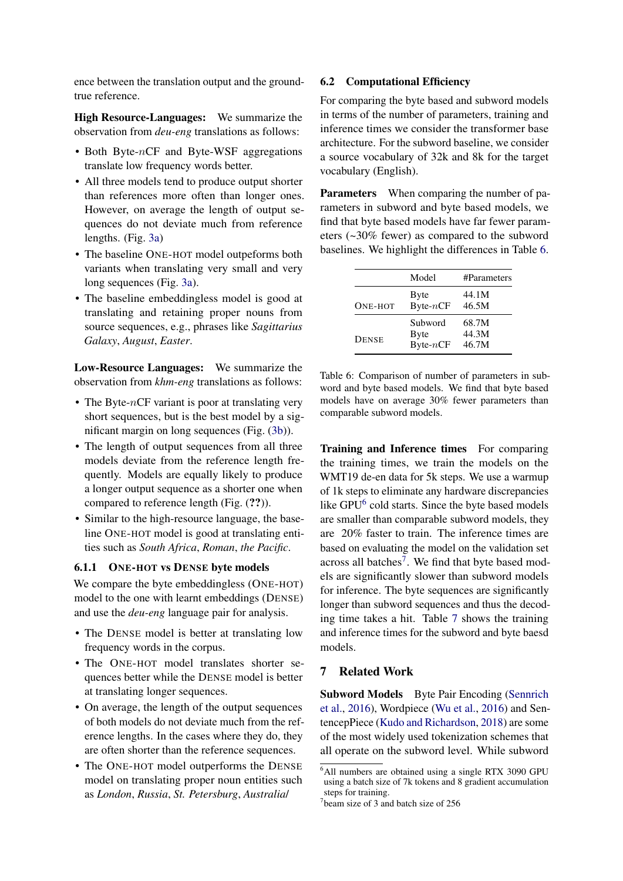ence between the translation output and the ground-true reference.

**High Resource-Languages:** We summarize the observation from *deu-eng* translations as follows:

- Both Byte-$n$CF and Byte-WSF aggregations translate low frequency words better.
- All three models tend to produce output shorter than references more often than longer ones. However, on average the length of output sequences do not deviate much from reference lengths. (Fig. 3a)
- The baseline ONE-HOT model outpeforms both variants when translating very small and very long sequences (Fig. 3a).
- The baseline embeddingless model is good at translating and retaining proper nouns from source sequences, e.g., phrases like *Sagittarius Galaxy*, *August*, *Easter*.

**Low-Resource Languages:** We summarize the observation from *khm-eng* translations as follows:

- The Byte-$n$CF variant is poor at translating very short sequences, but is the best model by a significant margin on long sequences (Fig. (3b)).
- The length of output sequences from all three models deviate from the reference length frequently. Models are equally likely to produce a longer output sequence as a shorter one when compared to reference length (Fig. (**??**)).
- Similar to the high-resource language, the baseline ONE-HOT model is good at translating entities such as *South Africa*, *Roman*, *the Pacific*.

### 6.1.1 ONE-HOT vs DENSE byte models

We compare the byte embeddingless (ONE-HOT) model to the one with learnt embeddings (DENSE) and use the *deu-eng* language pair for analysis.

- The DENSE model is better at translating low frequency words in the corpus.
- The ONE-HOT model translates shorter sequences better while the DENSE model is better at translating longer sequences.
- On average, the length of the output sequences of both models do not deviate much from the reference lengths. In the cases where they do, they are often shorter than the reference sequences.
- The ONE-HOT model outperforms the DENSE model on translating proper noun entities such as *London*, *Russia*, *St. Petersburg*, *Australia*/

## 6.2 Computational Efficiency

For comparing the byte based and subword models in terms of the number of parameters, training and inference times we consider the transformer base architecture. For the subword baseline, we consider a source vocabulary of 32k and 8k for the target vocabulary (English).

**Parameters** When comparing the number of parameters in subword and byte based models, we find that byte based models have far fewer parameters (~30% fewer) as compared to the subword baselines. We highlight the differences in Table 6.

| | Model | #Parameters |
|---|---|---|
| ONE-HOT | Byte | 44.1M |
| | Byte-$n$CF | 46.5M |
| DENSE | Subword | 68.7M |
| | Byte | 44.3M |
| | Byte-$n$CF | 46.7M |

Table 6: Comparison of number of parameters in subword and byte based models. We find that byte based models have on average 30% fewer parameters than comparable subword models.

**Training and Inference times** For comparing the training times, we train the models on the WMT19 de-en data for 5k steps. We use a warmup of 1k steps to eliminate any hardware discrepancies like GPU[6] cold starts. Since the byte based models are smaller than comparable subword models, they are 20% faster to train. The inference times are based on evaluating the model on the validation set across all batches[7]. We find that byte based models are significantly slower than subword models for inference. The byte sequences are significantly longer than subword sequences and thus the decoding time takes a hit. Table 7 shows the training and inference times for the subword and byte baesd models.

## 7 Related Work

**Subword Models** Byte Pair Encoding (Sennrich et al., 2016), Wordpiece (Wu et al., 2016) and SentencepPiece (Kudo and Richardson, 2018) are some of the most widely used tokenization schemes that all operate on the subword level. While subword

[6]All numbers are obtained using a single RTX 3090 GPU using a batch size of 7k tokens and 8 gradient accumulation steps for training.

[7]beam size of 3 and batch size of 256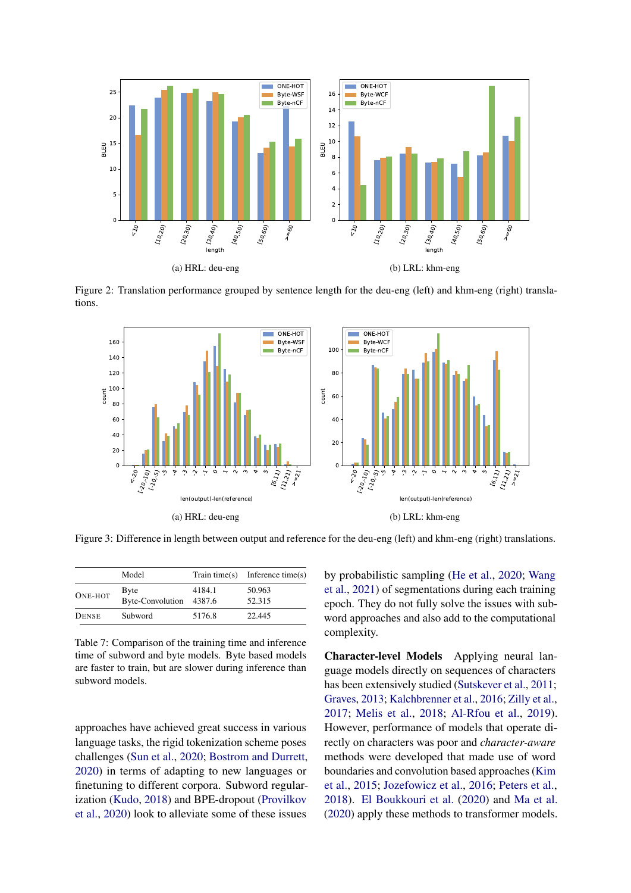(a) HRL: deu-eng

(b) LRL: khm-eng

Figure 2: Translation performance grouped by sentence length for the deu-eng (left) and khm-eng (right) translations.

(a) HRL: deu-eng

(b) LRL: khm-eng

Figure 3: Difference in length between output and reference for the deu-eng (left) and khm-eng (right) translations.

| | Model | Train time(s) | Inference time(s) |
|---|---|---|---|
| ONE-HOT | Byte | 4184.1 | 50.963 |
| | Byte-Convolution | 4387.6 | 52.315 |
| DENSE | Subword | 5176.8 | 22.445 |

Table 7: Comparison of the training time and inference time of subword and byte models. Byte based models are faster to train, but are slower during inference than subword models.

approaches have achieved great success in various language tasks, the rigid tokenization scheme poses challenges (Sun et al., 2020; Bostrom and Durrett, 2020) in terms of adapting to new languages or finetuning to different corpora. Subword regularization (Kudo, 2018) and BPE-dropout (Provilkov et al., 2020) look to alleviate some of these issues by probabilistic sampling (He et al., 2020; Wang et al., 2021) of segmentations during each training epoch. They do not fully solve the issues with subword approaches and also add to the computational complexity.

**Character-level Models** Applying neural language models directly on sequences of characters has been extensively studied (Sutskever et al., 2011; Graves, 2013; Kalchbrenner et al., 2016; Zilly et al., 2017; Melis et al., 2018; Al-Rfou et al., 2019). However, performance of models that operate directly on characters was poor and *character-aware* methods were developed that made use of word boundaries and convolution based approaches (Kim et al., 2015; Jozefowicz et al., 2016; Peters et al., 2018). El Boukkouri et al. (2020) and Ma et al. (2020) apply these methods to transformer models.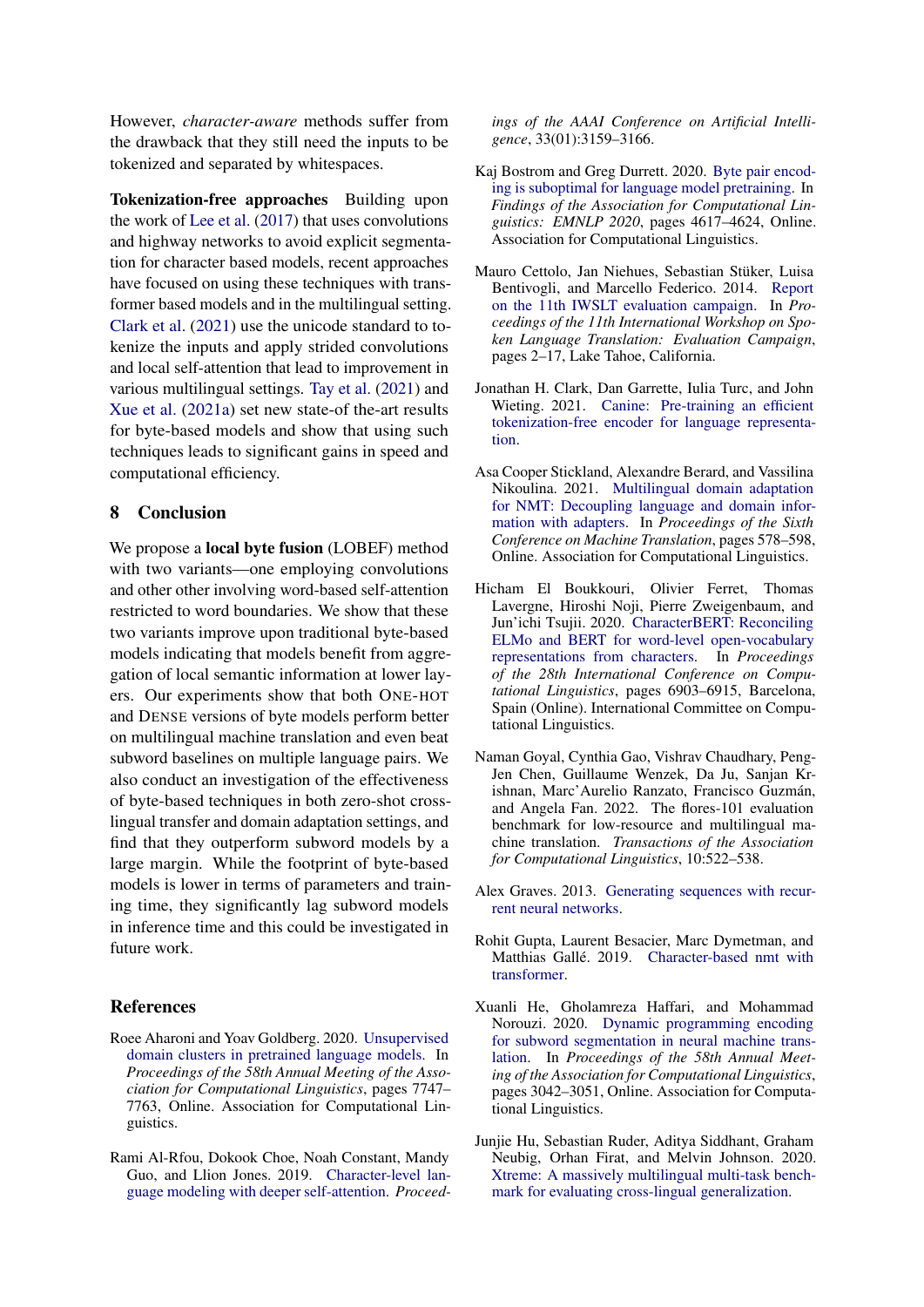However, *character-aware* methods suffer from the drawback that they still need the inputs to be tokenized and separated by whitespaces.

**Tokenization-free approaches** Building upon the work of Lee et al. (2017) that uses convolutions and highway networks to avoid explicit segmentation for character based models, recent approaches have focused on using these techniques with transformer based models and in the multilingual setting. Clark et al. (2021) use the unicode standard to tokenize the inputs and apply strided convolutions and local self-attention that lead to improvement in various multilingual settings. Tay et al. (2021) and Xue et al. (2021a) set new state-of the-art results for byte-based models and show that using such techniques leads to significant gains in speed and computational efficiency.

## 8 Conclusion

We propose a **local byte fusion** (LOBEF) method with two variants—one employing convolutions and other other involving word-based self-attention restricted to word boundaries. We show that these two variants improve upon traditional byte-based models indicating that models benefit from aggregation of local semantic information at lower layers. Our experiments show that both ONE-HOT and DENSE versions of byte models perform better on multilingual machine translation and even beat subword baselines on multiple language pairs. We also conduct an investigation of the effectiveness of byte-based techniques in both zero-shot cross-lingual transfer and domain adaptation settings, and find that they outperform subword models by a large margin. While the footprint of byte-based models is lower in terms of parameters and training time, they significantly lag subword models in inference time and this could be investigated in future work.

## References

Roee Aharoni and Yoav Goldberg. 2020. Unsupervised domain clusters in pretrained language models. In *Proceedings of the 58th Annual Meeting of the Association for Computational Linguistics*, pages 7747–7763, Online. Association for Computational Linguistics.

Rami Al-Rfou, Dokook Choe, Noah Constant, Mandy Guo, and Llion Jones. 2019. Character-level language modeling with deeper self-attention. *Proceedings of the AAAI Conference on Artificial Intelligence*, 33(01):3159–3166.

Kaj Bostrom and Greg Durrett. 2020. Byte pair encoding is suboptimal for language model pretraining. In *Findings of the Association for Computational Linguistics: EMNLP 2020*, pages 4617–4624, Online. Association for Computational Linguistics.

Mauro Cettolo, Jan Niehues, Sebastian Stüker, Luisa Bentivogli, and Marcello Federico. 2014. Report on the 11th IWSLT evaluation campaign. In *Proceedings of the 11th International Workshop on Spoken Language Translation: Evaluation Campaign*, pages 2–17, Lake Tahoe, California.

Jonathan H. Clark, Dan Garrette, Iulia Turc, and John Wieting. 2021. Canine: Pre-training an efficient tokenization-free encoder for language representation.

Asa Cooper Stickland, Alexandre Berard, and Vassilina Nikoulina. 2021. Multilingual domain adaptation for NMT: Decoupling language and domain information with adapters. In *Proceedings of the Sixth Conference on Machine Translation*, pages 578–598, Online. Association for Computational Linguistics.

Hicham El Boukkouri, Olivier Ferret, Thomas Lavergne, Hiroshi Noji, Pierre Zweigenbaum, and Jun'ichi Tsujii. 2020. CharacterBERT: Reconciling ELMo and BERT for word-level open-vocabulary representations from characters. In *Proceedings of the 28th International Conference on Computational Linguistics*, pages 6903–6915, Barcelona, Spain (Online). International Committee on Computational Linguistics.

Naman Goyal, Cynthia Gao, Vishrav Chaudhary, Peng-Jen Chen, Guillaume Wenzek, Da Ju, Sanjan Krishnan, Marc'Aurelio Ranzato, Francisco Guzmán, and Angela Fan. 2022. The flores-101 evaluation benchmark for low-resource and multilingual machine translation. *Transactions of the Association for Computational Linguistics*, 10:522–538.

Alex Graves. 2013. Generating sequences with recurrent neural networks.

Rohit Gupta, Laurent Besacier, Marc Dymetman, and Matthias Gallé. 2019. Character-based nmt with transformer.

Xuanli He, Gholamreza Haffari, and Mohammad Norouzi. 2020. Dynamic programming encoding for subword segmentation in neural machine translation. In *Proceedings of the 58th Annual Meeting of the Association for Computational Linguistics*, pages 3042–3051, Online. Association for Computational Linguistics.

Junjie Hu, Sebastian Ruder, Aditya Siddhant, Graham Neubig, Orhan Firat, and Melvin Johnson. 2020. Xtreme: A massively multilingual multi-task benchmark for evaluating cross-lingual generalization.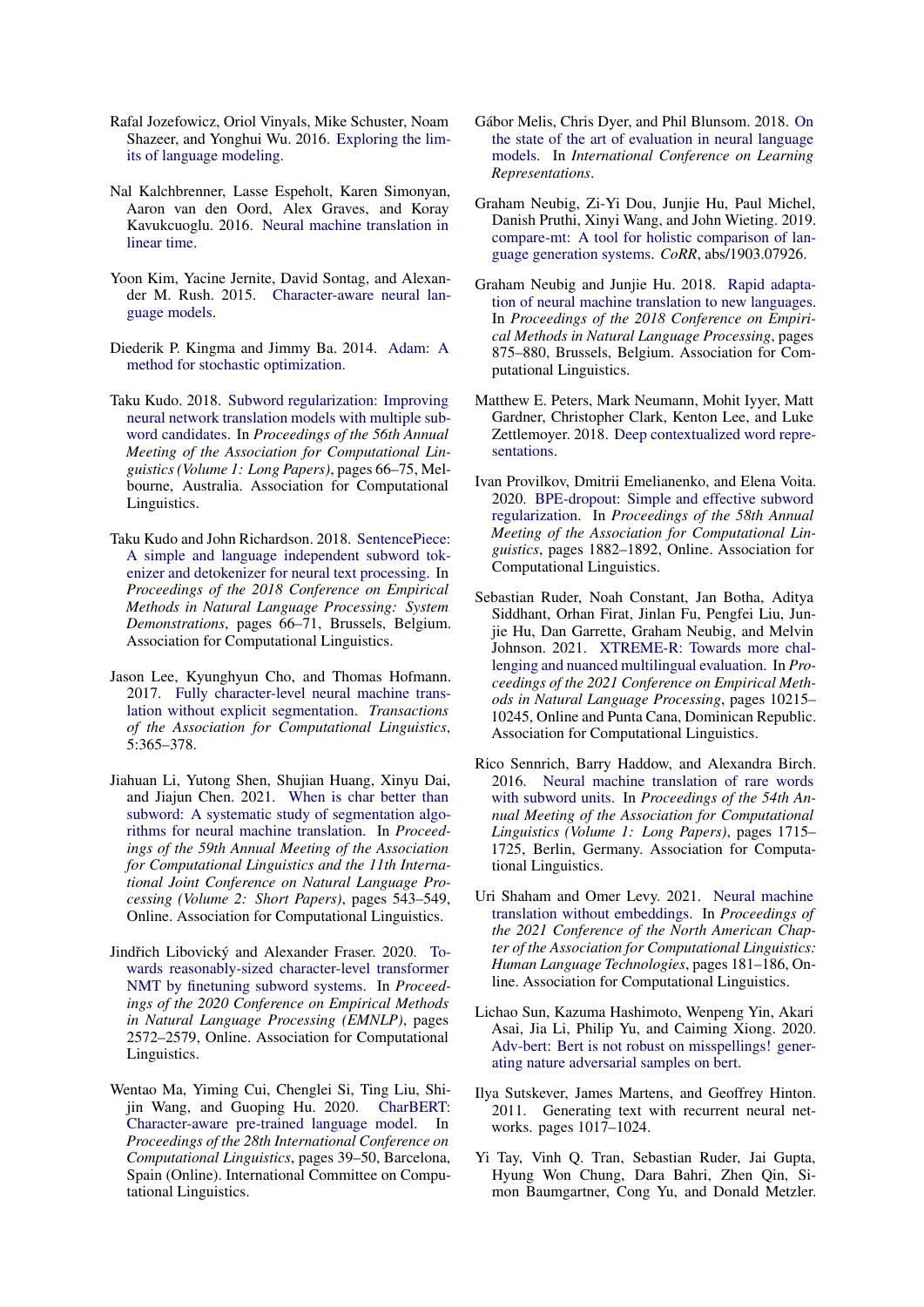Rafal Jozefowicz, Oriol Vinyals, Mike Schuster, Noam Shazeer, and Yonghui Wu. 2016. Exploring the limits of language modeling.

Nal Kalchbrenner, Lasse Espeholt, Karen Simonyan, Aaron van den Oord, Alex Graves, and Koray Kavukcuoglu. 2016. Neural machine translation in linear time.

Yoon Kim, Yacine Jernite, David Sontag, and Alexander M. Rush. 2015. Character-aware neural language models.

Diederik P. Kingma and Jimmy Ba. 2014. Adam: A method for stochastic optimization.

Taku Kudo. 2018. Subword regularization: Improving neural network translation models with multiple subword candidates. In *Proceedings of the 56th Annual Meeting of the Association for Computational Linguistics (Volume 1: Long Papers)*, pages 66–75, Melbourne, Australia. Association for Computational Linguistics.

Taku Kudo and John Richardson. 2018. SentencePiece: A simple and language independent subword tokenizer and detokenizer for neural text processing. In *Proceedings of the 2018 Conference on Empirical Methods in Natural Language Processing: System Demonstrations*, pages 66–71, Brussels, Belgium. Association for Computational Linguistics.

Jason Lee, Kyunghyun Cho, and Thomas Hofmann. 2017. Fully character-level neural machine translation without explicit segmentation. *Transactions of the Association for Computational Linguistics*, 5:365–378.

Jiahuan Li, Yutong Shen, Shujian Huang, Xinyu Dai, and Jiajun Chen. 2021. When is char better than subword: A systematic study of segmentation algorithms for neural machine translation. In *Proceedings of the 59th Annual Meeting of the Association for Computational Linguistics and the 11th International Joint Conference on Natural Language Processing (Volume 2: Short Papers)*, pages 543–549, Online. Association for Computational Linguistics.

Jindřich Libovický and Alexander Fraser. 2020. Towards reasonably-sized character-level transformer NMT by finetuning subword systems. In *Proceedings of the 2020 Conference on Empirical Methods in Natural Language Processing (EMNLP)*, pages 2572–2579, Online. Association for Computational Linguistics.

Wentao Ma, Yiming Cui, Chenglei Si, Ting Liu, Shijin Wang, and Guoping Hu. 2020. CharBERT: Character-aware pre-trained language model. In *Proceedings of the 28th International Conference on Computational Linguistics*, pages 39–50, Barcelona, Spain (Online). International Committee on Computational Linguistics.

Gábor Melis, Chris Dyer, and Phil Blunsom. 2018. On the state of the art of evaluation in neural language models. In *International Conference on Learning Representations*.

Graham Neubig, Zi-Yi Dou, Junjie Hu, Paul Michel, Danish Pruthi, Xinyi Wang, and John Wieting. 2019. compare-mt: A tool for holistic comparison of language generation systems. *CoRR*, abs/1903.07926.

Graham Neubig and Junjie Hu. 2018. Rapid adaptation of neural machine translation to new languages. In *Proceedings of the 2018 Conference on Empirical Methods in Natural Language Processing*, pages 875–880, Brussels, Belgium. Association for Computational Linguistics.

Matthew E. Peters, Mark Neumann, Mohit Iyyer, Matt Gardner, Christopher Clark, Kenton Lee, and Luke Zettlemoyer. 2018. Deep contextualized word representations.

Ivan Provilkov, Dmitrii Emelianenko, and Elena Voita. 2020. BPE-dropout: Simple and effective subword regularization. In *Proceedings of the 58th Annual Meeting of the Association for Computational Linguistics*, pages 1882–1892, Online. Association for Computational Linguistics.

Sebastian Ruder, Noah Constant, Jan Botha, Aditya Siddhant, Orhan Firat, Jinlan Fu, Pengfei Liu, Junjie Hu, Dan Garrette, Graham Neubig, and Melvin Johnson. 2021. XTREME-R: Towards more challenging and nuanced multilingual evaluation. In *Proceedings of the 2021 Conference on Empirical Methods in Natural Language Processing*, pages 10215–10245, Online and Punta Cana, Dominican Republic. Association for Computational Linguistics.

Rico Sennrich, Barry Haddow, and Alexandra Birch. 2016. Neural machine translation of rare words with subword units. In *Proceedings of the 54th Annual Meeting of the Association for Computational Linguistics (Volume 1: Long Papers)*, pages 1715–1725, Berlin, Germany. Association for Computational Linguistics.

Uri Shaham and Omer Levy. 2021. Neural machine translation without embeddings. In *Proceedings of the 2021 Conference of the North American Chapter of the Association for Computational Linguistics: Human Language Technologies*, pages 181–186, Online. Association for Computational Linguistics.

Lichao Sun, Kazuma Hashimoto, Wenpeng Yin, Akari Asai, Jia Li, Philip Yu, and Caiming Xiong. 2020. Adv-bert: Bert is not robust on misspellings! generating nature adversarial samples on bert.

Ilya Sutskever, James Martens, and Geoffrey Hinton. 2011. Generating text with recurrent neural networks. pages 1017–1024.

Yi Tay, Vinh Q. Tran, Sebastian Ruder, Jai Gupta, Hyung Won Chung, Dara Bahri, Zhen Qin, Simon Baumgartner, Cong Yu, and Donald Metzler.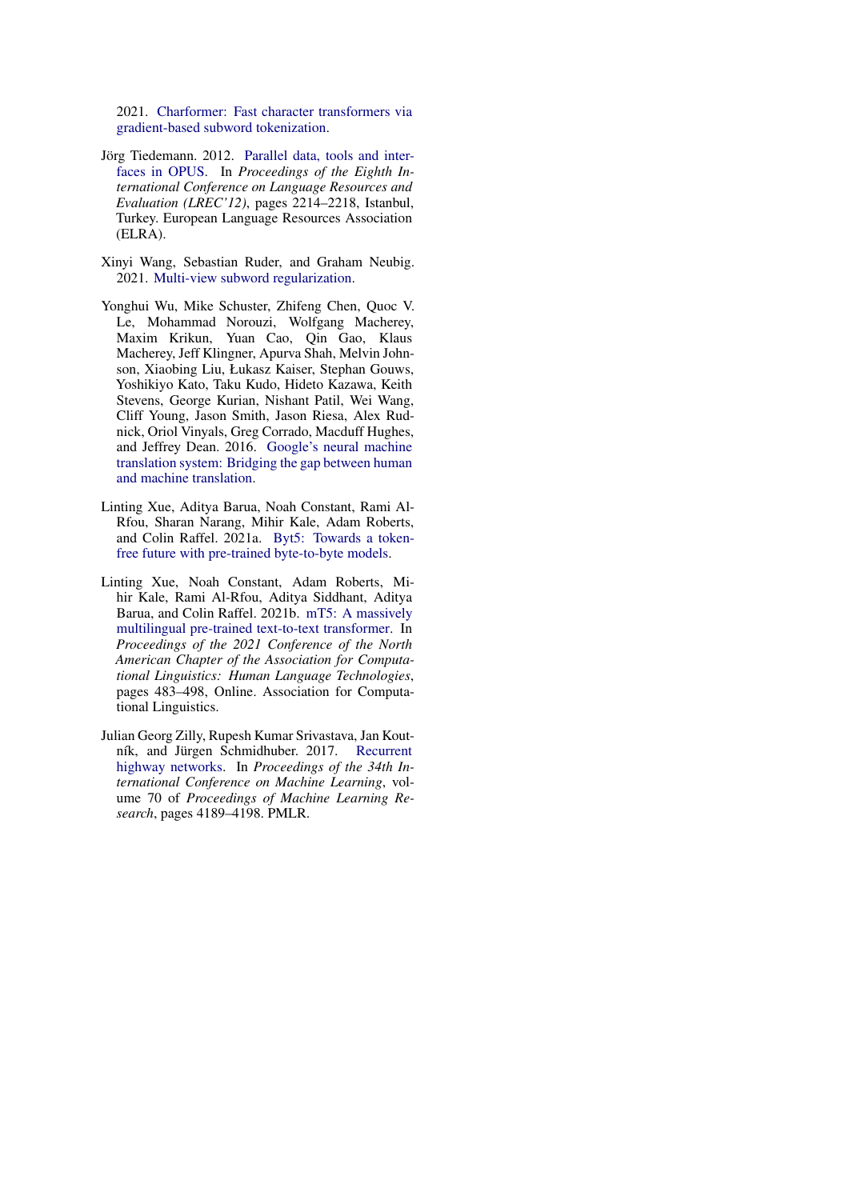2021. Charformer: Fast character transformers via gradient-based subword tokenization.

Jörg Tiedemann. 2012. Parallel data, tools and interfaces in OPUS. In *Proceedings of the Eighth International Conference on Language Resources and Evaluation (LREC'12)*, pages 2214–2218, Istanbul, Turkey. European Language Resources Association (ELRA).

Xinyi Wang, Sebastian Ruder, and Graham Neubig. 2021. Multi-view subword regularization.

Yonghui Wu, Mike Schuster, Zhifeng Chen, Quoc V. Le, Mohammad Norouzi, Wolfgang Macherey, Maxim Krikun, Yuan Cao, Qin Gao, Klaus Macherey, Jeff Klingner, Apurva Shah, Melvin Johnson, Xiaobing Liu, Łukasz Kaiser, Stephan Gouws, Yoshikiyo Kato, Taku Kudo, Hideto Kazawa, Keith Stevens, George Kurian, Nishant Patil, Wei Wang, Cliff Young, Jason Smith, Jason Riesa, Alex Rudnick, Oriol Vinyals, Greg Corrado, Macduff Hughes, and Jeffrey Dean. 2016. Google's neural machine translation system: Bridging the gap between human and machine translation.

Linting Xue, Aditya Barua, Noah Constant, Rami Al-Rfou, Sharan Narang, Mihir Kale, Adam Roberts, and Colin Raffel. 2021a. Byt5: Towards a token-free future with pre-trained byte-to-byte models.

Linting Xue, Noah Constant, Adam Roberts, Mihir Kale, Rami Al-Rfou, Aditya Siddhant, Aditya Barua, and Colin Raffel. 2021b. mT5: A massively multilingual pre-trained text-to-text transformer. In *Proceedings of the 2021 Conference of the North American Chapter of the Association for Computational Linguistics: Human Language Technologies*, pages 483–498, Online. Association for Computational Linguistics.

Julian Georg Zilly, Rupesh Kumar Srivastava, Jan Koutník, and Jürgen Schmidhuber. 2017. Recurrent highway networks. In *Proceedings of the 34th International Conference on Machine Learning*, volume 70 of *Proceedings of Machine Learning Research*, pages 4189–4198. PMLR.